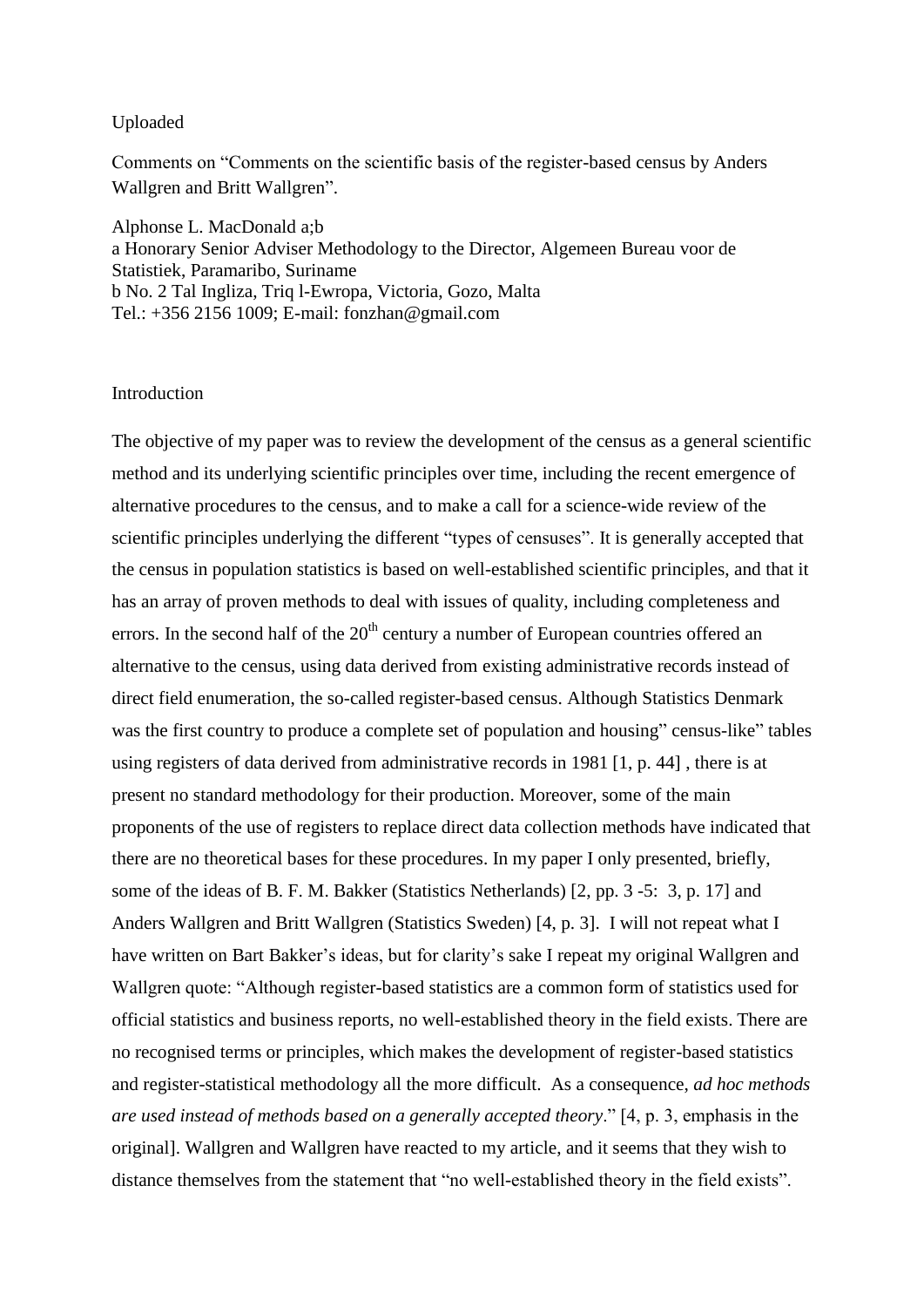Uploaded

Comments on "Comments on the scientific basis of the register-based census by Anders Wallgren and Britt Wallgren".

Alphonse L. MacDonald a;b
a Honorary Senior Adviser Methodology to the Director, Algemeen Bureau voor de Statistiek, Paramaribo, Suriname
b No. 2 Tal Ingliza, Triq l-Ewropa, Victoria, Gozo, Malta
Tel.: +356 2156 1009; E-mail: fonzhan@gmail.com

## Introduction

The objective of my paper was to review the development of the census as a general scientific method and its underlying scientific principles over time, including the recent emergence of alternative procedures to the census, and to make a call for a science-wide review of the scientific principles underlying the different "types of censuses". It is generally accepted that the census in population statistics is based on well-established scientific principles, and that it has an array of proven methods to deal with issues of quality, including completeness and errors. In the second half of the 20th century a number of European countries offered an alternative to the census, using data derived from existing administrative records instead of direct field enumeration, the so-called register-based census. Although Statistics Denmark was the first country to produce a complete set of population and housing" census-like" tables using registers of data derived from administrative records in 1981 [1, p. 44] , there is at present no standard methodology for their production. Moreover, some of the main proponents of the use of registers to replace direct data collection methods have indicated that there are no theoretical bases for these procedures. In my paper I only presented, briefly, some of the ideas of B. F. M. Bakker (Statistics Netherlands) [2, pp. 3 -5: 3, p. 17] and Anders Wallgren and Britt Wallgren (Statistics Sweden) [4, p. 3]. I will not repeat what I have written on Bart Bakker's ideas, but for clarity's sake I repeat my original Wallgren and Wallgren quote: "Although register-based statistics are a common form of statistics used for official statistics and business reports, no well-established theory in the field exists. There are no recognised terms or principles, which makes the development of register-based statistics and register-statistical methodology all the more difficult. As a consequence, *ad hoc methods are used instead of methods based on a generally accepted theory*." [4, p. 3, emphasis in the original]. Wallgren and Wallgren have reacted to my article, and it seems that they wish to distance themselves from the statement that "no well-established theory in the field exists".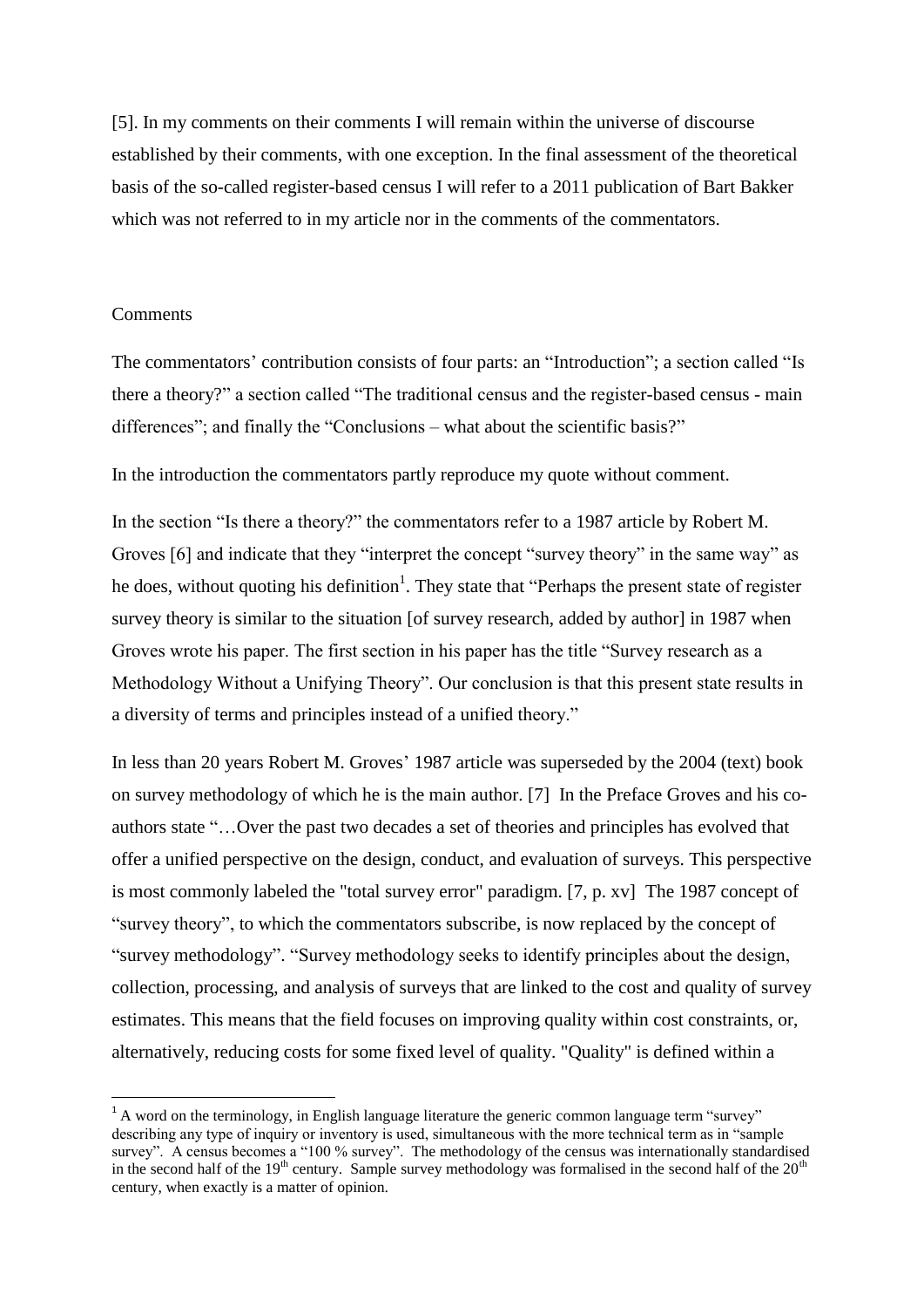[5]. In my comments on their comments I will remain within the universe of discourse established by their comments, with one exception. In the final assessment of the theoretical basis of the so-called register-based census I will refer to a 2011 publication of Bart Bakker which was not referred to in my article nor in the comments of the commentators.

## Comments

The commentators' contribution consists of four parts: an "Introduction"; a section called "Is there a theory?" a section called "The traditional census and the register-based census - main differences"; and finally the "Conclusions – what about the scientific basis?"

In the introduction the commentators partly reproduce my quote without comment.

In the section "Is there a theory?" the commentators refer to a 1987 article by Robert M. Groves [6] and indicate that they "interpret the concept "survey theory" in the same way" as he does, without quoting his definition[1]. They state that "Perhaps the present state of register survey theory is similar to the situation [of survey research, added by author] in 1987 when Groves wrote his paper. The first section in his paper has the title "Survey research as a Methodology Without a Unifying Theory". Our conclusion is that this present state results in a diversity of terms and principles instead of a unified theory."

In less than 20 years Robert M. Groves' 1987 article was superseded by the 2004 (text) book on survey methodology of which he is the main author. [7] In the Preface Groves and his co-authors state "…Over the past two decades a set of theories and principles has evolved that offer a unified perspective on the design, conduct, and evaluation of surveys. This perspective is most commonly labeled the "total survey error" paradigm. [7, p. xv] The 1987 concept of "survey theory", to which the commentators subscribe, is now replaced by the concept of "survey methodology". "Survey methodology seeks to identify principles about the design, collection, processing, and analysis of surveys that are linked to the cost and quality of survey estimates. This means that the field focuses on improving quality within cost constraints, or, alternatively, reducing costs for some fixed level of quality. "Quality" is defined within a

[1] A word on the terminology, in English language literature the generic common language term "survey" describing any type of inquiry or inventory is used, simultaneous with the more technical term as in "sample survey". A census becomes a "100 % survey". The methodology of the census was internationally standardised in the second half of the 19th century. Sample survey methodology was formalised in the second half of the 20th century, when exactly is a matter of opinion.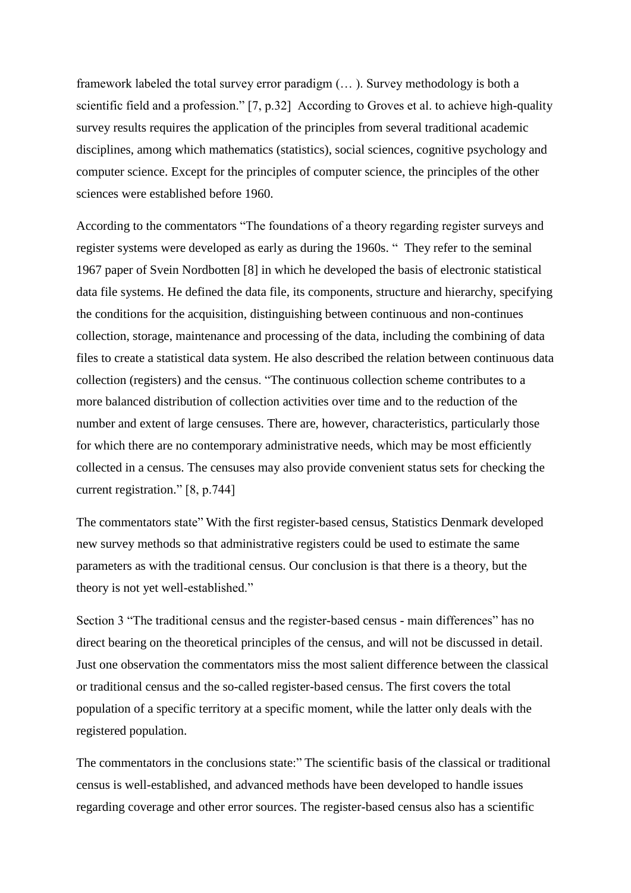framework labeled the total survey error paradigm (… ). Survey methodology is both a scientific field and a profession." [7, p.32] According to Groves et al. to achieve high-quality survey results requires the application of the principles from several traditional academic disciplines, among which mathematics (statistics), social sciences, cognitive psychology and computer science. Except for the principles of computer science, the principles of the other sciences were established before 1960.

According to the commentators "The foundations of a theory regarding register surveys and register systems were developed as early as during the 1960s. " They refer to the seminal 1967 paper of Svein Nordbotten [8] in which he developed the basis of electronic statistical data file systems. He defined the data file, its components, structure and hierarchy, specifying the conditions for the acquisition, distinguishing between continuous and non-continues collection, storage, maintenance and processing of the data, including the combining of data files to create a statistical data system. He also described the relation between continuous data collection (registers) and the census. "The continuous collection scheme contributes to a more balanced distribution of collection activities over time and to the reduction of the number and extent of large censuses. There are, however, characteristics, particularly those for which there are no contemporary administrative needs, which may be most efficiently collected in a census. The censuses may also provide convenient status sets for checking the current registration." [8, p.744]

The commentators state" With the first register-based census, Statistics Denmark developed new survey methods so that administrative registers could be used to estimate the same parameters as with the traditional census. Our conclusion is that there is a theory, but the theory is not yet well-established."

Section 3 "The traditional census and the register-based census - main differences" has no direct bearing on the theoretical principles of the census, and will not be discussed in detail. Just one observation the commentators miss the most salient difference between the classical or traditional census and the so-called register-based census. The first covers the total population of a specific territory at a specific moment, while the latter only deals with the registered population.

The commentators in the conclusions state:" The scientific basis of the classical or traditional census is well-established, and advanced methods have been developed to handle issues regarding coverage and other error sources. The register-based census also has a scientific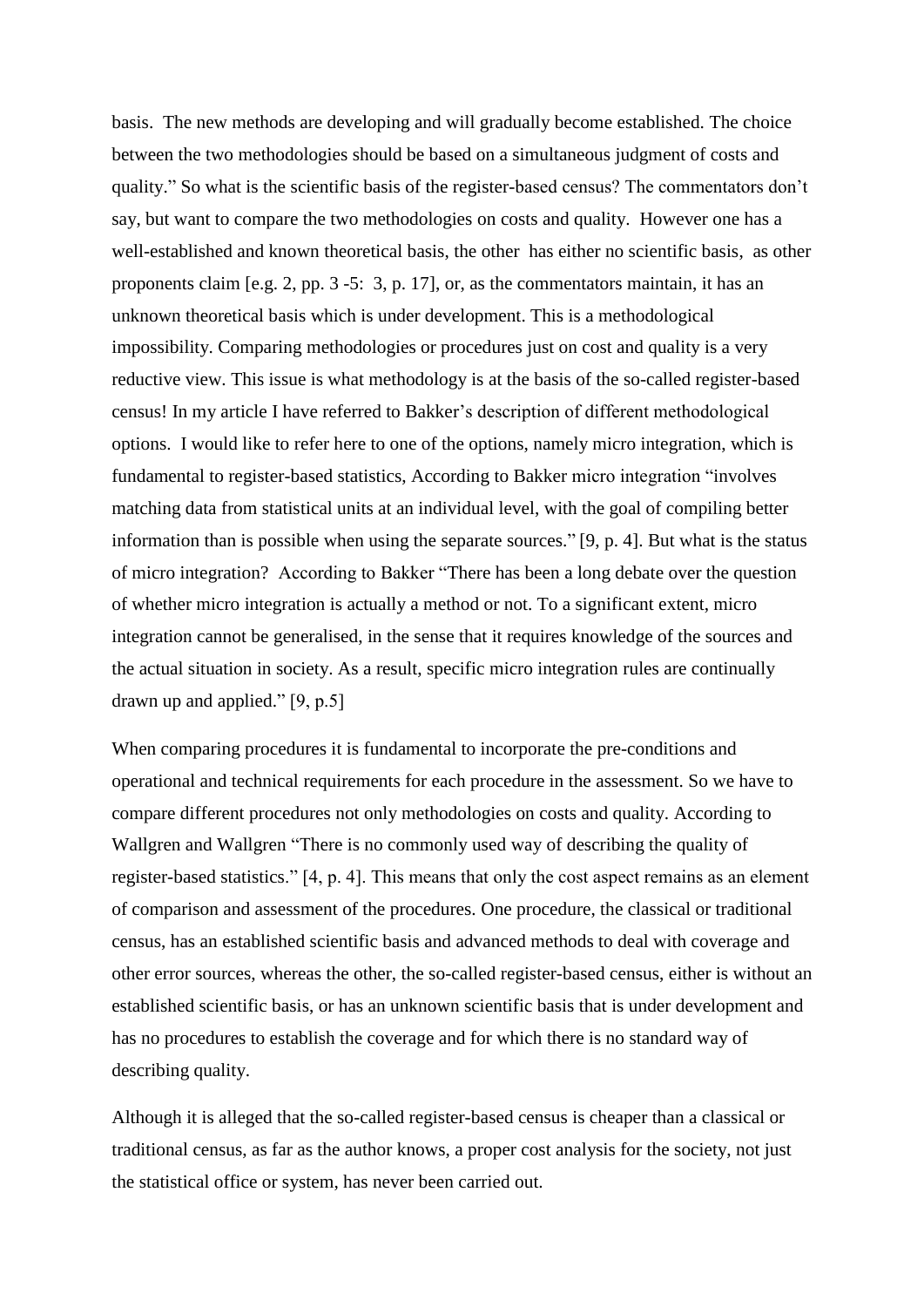basis. The new methods are developing and will gradually become established. The choice between the two methodologies should be based on a simultaneous judgment of costs and quality." So what is the scientific basis of the register-based census? The commentators don't say, but want to compare the two methodologies on costs and quality. However one has a well-established and known theoretical basis, the other has either no scientific basis, as other proponents claim [e.g. 2, pp. 3 -5: 3, p. 17], or, as the commentators maintain, it has an unknown theoretical basis which is under development. This is a methodological impossibility. Comparing methodologies or procedures just on cost and quality is a very reductive view. This issue is what methodology is at the basis of the so-called register-based census! In my article I have referred to Bakker's description of different methodological options. I would like to refer here to one of the options, namely micro integration, which is fundamental to register-based statistics, According to Bakker micro integration "involves matching data from statistical units at an individual level, with the goal of compiling better information than is possible when using the separate sources." [9, p. 4]. But what is the status of micro integration? According to Bakker "There has been a long debate over the question of whether micro integration is actually a method or not. To a significant extent, micro integration cannot be generalised, in the sense that it requires knowledge of the sources and the actual situation in society. As a result, specific micro integration rules are continually drawn up and applied." [9, p.5]

When comparing procedures it is fundamental to incorporate the pre-conditions and operational and technical requirements for each procedure in the assessment. So we have to compare different procedures not only methodologies on costs and quality. According to Wallgren and Wallgren "There is no commonly used way of describing the quality of register-based statistics." [4, p. 4]. This means that only the cost aspect remains as an element of comparison and assessment of the procedures. One procedure, the classical or traditional census, has an established scientific basis and advanced methods to deal with coverage and other error sources, whereas the other, the so-called register-based census, either is without an established scientific basis, or has an unknown scientific basis that is under development and has no procedures to establish the coverage and for which there is no standard way of describing quality.

Although it is alleged that the so-called register-based census is cheaper than a classical or traditional census, as far as the author knows, a proper cost analysis for the society, not just the statistical office or system, has never been carried out.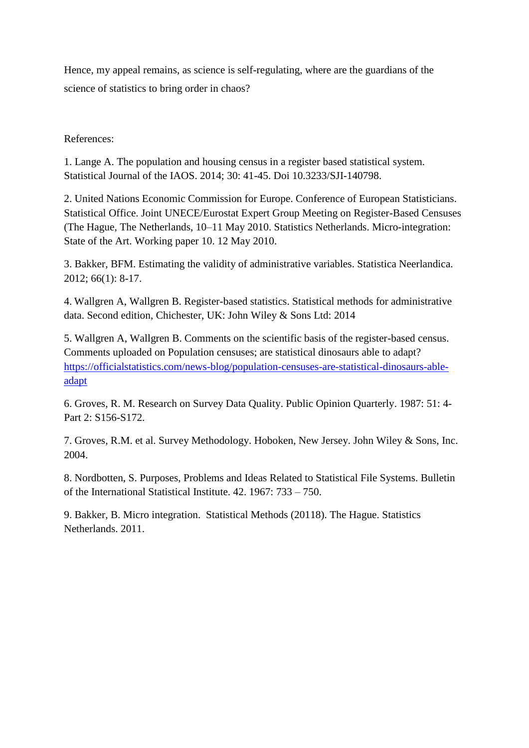Hence, my appeal remains, as science is self-regulating, where are the guardians of the science of statistics to bring order in chaos?

References:

1. Lange A. The population and housing census in a register based statistical system. Statistical Journal of the IAOS. 2014; 30: 41-45. Doi 10.3233/SJI-140798.

2. United Nations Economic Commission for Europe. Conference of European Statisticians. Statistical Office. Joint UNECE/Eurostat Expert Group Meeting on Register-Based Censuses (The Hague, The Netherlands, 10–11 May 2010. Statistics Netherlands. Micro-integration: State of the Art. Working paper 10. 12 May 2010.

3. Bakker, BFM. Estimating the validity of administrative variables. Statistica Neerlandica. 2012; 66(1): 8-17.

4. Wallgren A, Wallgren B. Register-based statistics. Statistical methods for administrative data. Second edition, Chichester, UK: John Wiley & Sons Ltd: 2014

5. Wallgren A, Wallgren B. Comments on the scientific basis of the register-based census. Comments uploaded on Population censuses; are statistical dinosaurs able to adapt? [https://officialstatistics.com/news-blog/population-censuses-are-statistical-dinosaurs-able-adapt](https://officialstatistics.com/news-blog/population-censuses-are-statistical-dinosaurs-able-adapt)

6. Groves, R. M. Research on Survey Data Quality. Public Opinion Quarterly. 1987: 51: 4-Part 2: S156-S172.

7. Groves, R.M. et al. Survey Methodology. Hoboken, New Jersey. John Wiley & Sons, Inc. 2004.

8. Nordbotten, S. Purposes, Problems and Ideas Related to Statistical File Systems. Bulletin of the International Statistical Institute. 42. 1967: 733 – 750.

9. Bakker, B. Micro integration. Statistical Methods (20118). The Hague. Statistics Netherlands. 2011.